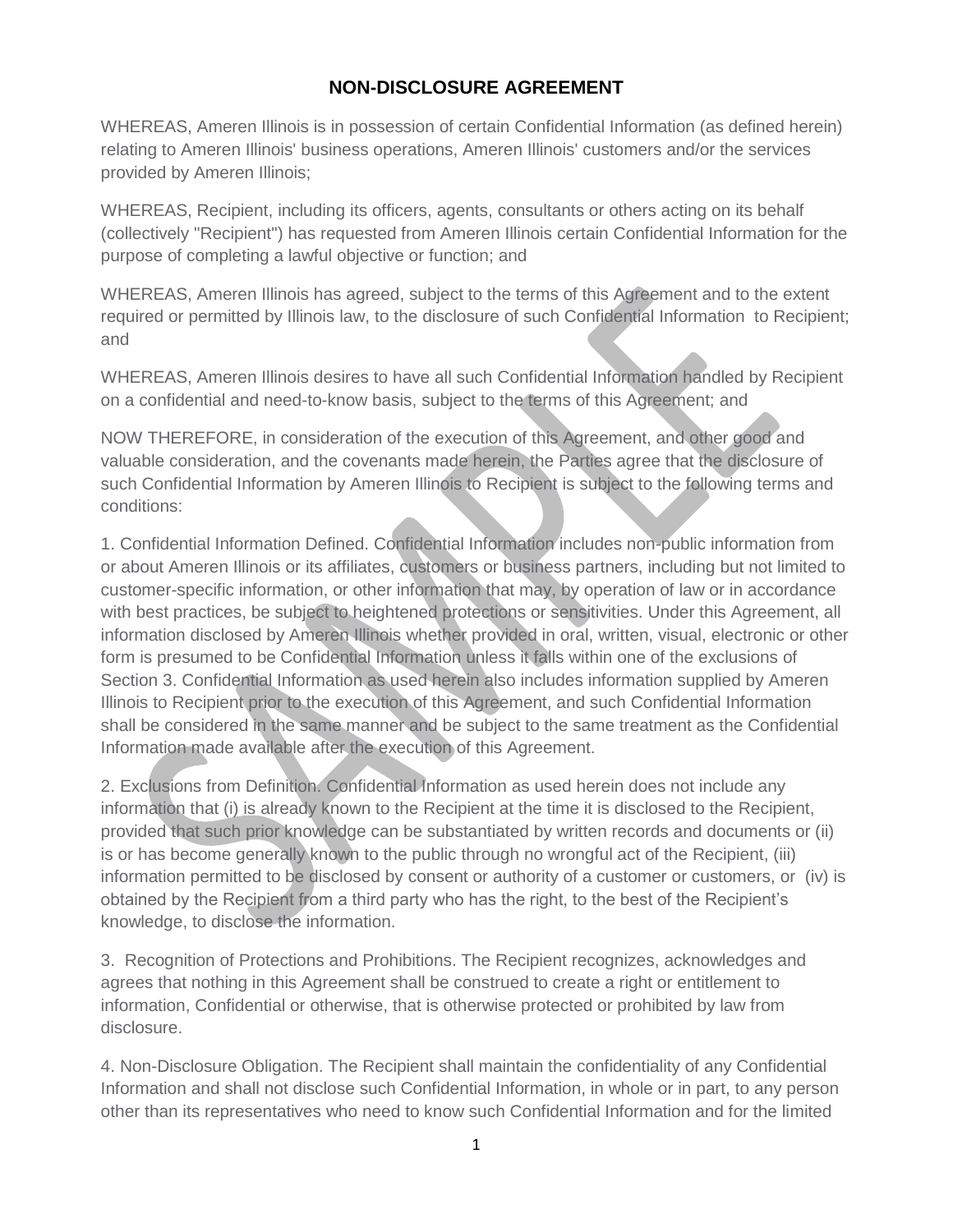# NON-DISCLOSURE AGREEMENT

WHEREAS, Ameren Illinois is in possession of certain Confidential Information (as defined herein) relating to Ameren Illinois' business operations, Ameren Illinois' customers and/or the services provided by Ameren Illinois;

WHEREAS, Recipient, including its officers, agents, consultants or others acting on its behalf (collectively "Recipient") has requested from Ameren Illinois certain Confidential Information for the purpose of completing a lawful objective or function; and

WHEREAS, Ameren Illinois has agreed, subject to the terms of this Agreement and to the extent required or permitted by Illinois law, to the disclosure of such Confidential Information to Recipient; and

WHEREAS, Ameren Illinois desires to have all such Confidential Information handled by Recipient on a confidential and need-to-know basis, subject to the terms of this Agreement; and

NOW THEREFORE, in consideration of the execution of this Agreement, and other good and valuable consideration, and the covenants made herein, the Parties agree that the disclosure of such Confidential Information by Ameren Illinois to Recipient is subject to the following terms and conditions:

1. Confidential Information Defined. Confidential Information includes non-public information from or about Ameren Illinois or its affiliates, customers or business partners, including but not limited to customer-specific information, or other information that may, by operation of law or in accordance with best practices, be subject to heightened protections or sensitivities. Under this Agreement, all information disclosed by Ameren Illinois whether provided in oral, written, visual, electronic or other form is presumed to be Confidential Information unless it falls within one of the exclusions of Section 3. Confidential Information as used herein also includes information supplied by Ameren Illinois to Recipient prior to the execution of this Agreement, and such Confidential Information shall be considered in the same manner and be subject to the same treatment as the Confidential Information made available after the execution of this Agreement.

2. Exclusions from Definition. Confidential Information as used herein does not include any information that (i) is already known to the Recipient at the time it is disclosed to the Recipient, provided that such prior knowledge can be substantiated by written records and documents or (ii) is or has become generally known to the public through no wrongful act of the Recipient, (iii) information permitted to be disclosed by consent or authority of a customer or customers, or (iv) is obtained by the Recipient from a third party who has the right, to the best of the Recipient's knowledge, to disclose the information.

3. Recognition of Protections and Prohibitions. The Recipient recognizes, acknowledges and agrees that nothing in this Agreement shall be construed to create a right or entitlement to information, Confidential or otherwise, that is otherwise protected or prohibited by law from disclosure.

4. Non-Disclosure Obligation. The Recipient shall maintain the confidentiality of any Confidential Information and shall not disclose such Confidential Information, in whole or in part, to any person other than its representatives who need to know such Confidential Information and for the limited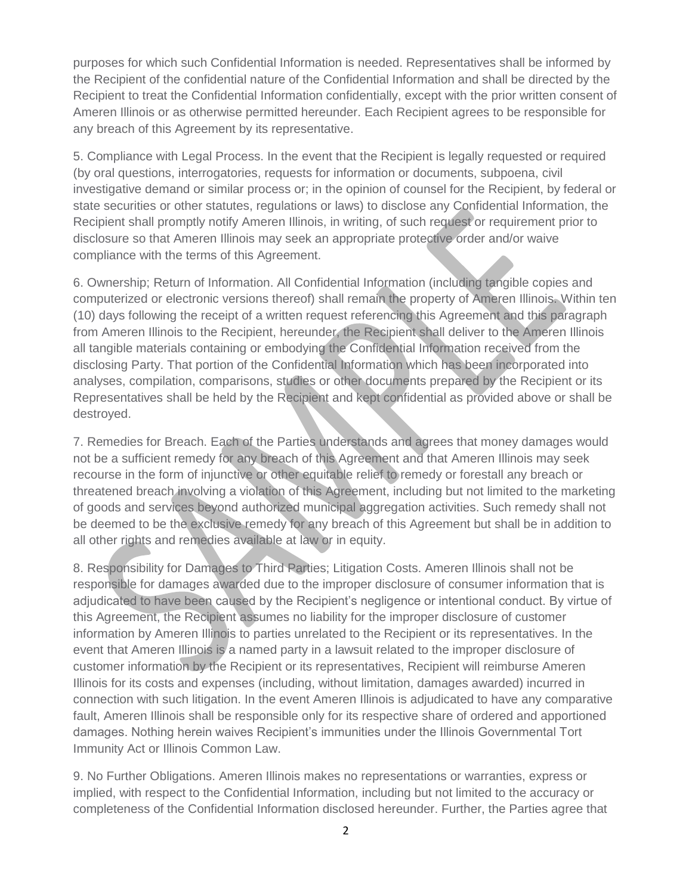purposes for which such Confidential Information is needed. Representatives shall be informed by the Recipient of the confidential nature of the Confidential Information and shall be directed by the Recipient to treat the Confidential Information confidentially, except with the prior written consent of Ameren Illinois or as otherwise permitted hereunder. Each Recipient agrees to be responsible for any breach of this Agreement by its representative.

5. Compliance with Legal Process. In the event that the Recipient is legally requested or required (by oral questions, interrogatories, requests for information or documents, subpoena, civil investigative demand or similar process or; in the opinion of counsel for the Recipient, by federal or state securities or other statutes, regulations or laws) to disclose any Confidential Information, the Recipient shall promptly notify Ameren Illinois, in writing, of such request or requirement prior to disclosure so that Ameren Illinois may seek an appropriate protective order and/or waive compliance with the terms of this Agreement.

6. Ownership; Return of Information. All Confidential Information (including tangible copies and computerized or electronic versions thereof) shall remain the property of Ameren Illinois. Within ten (10) days following the receipt of a written request referencing this Agreement and this paragraph from Ameren Illinois to the Recipient, hereunder, the Recipient shall deliver to the Ameren Illinois all tangible materials containing or embodying the Confidential Information received from the disclosing Party. That portion of the Confidential Information which has been incorporated into analyses, compilation, comparisons, studies or other documents prepared by the Recipient or its Representatives shall be held by the Recipient and kept confidential as provided above or shall be destroyed.

7. Remedies for Breach. Each of the Parties understands and agrees that money damages would not be a sufficient remedy for any breach of this Agreement and that Ameren Illinois may seek recourse in the form of injunctive or other equitable relief to remedy or forestall any breach or threatened breach involving a violation of this Agreement, including but not limited to the marketing of goods and services beyond authorized municipal aggregation activities. Such remedy shall not be deemed to be the exclusive remedy for any breach of this Agreement but shall be in addition to all other rights and remedies available at law or in equity.

8. Responsibility for Damages to Third Parties; Litigation Costs. Ameren Illinois shall not be responsible for damages awarded due to the improper disclosure of consumer information that is adjudicated to have been caused by the Recipient's negligence or intentional conduct. By virtue of this Agreement, the Recipient assumes no liability for the improper disclosure of customer information by Ameren Illinois to parties unrelated to the Recipient or its representatives. In the event that Ameren Illinois is a named party in a lawsuit related to the improper disclosure of customer information by the Recipient or its representatives, Recipient will reimburse Ameren Illinois for its costs and expenses (including, without limitation, damages awarded) incurred in connection with such litigation. In the event Ameren Illinois is adjudicated to have any comparative fault, Ameren Illinois shall be responsible only for its respective share of ordered and apportioned damages. Nothing herein waives Recipient's immunities under the Illinois Governmental Tort Immunity Act or Illinois Common Law.

9. No Further Obligations. Ameren Illinois makes no representations or warranties, express or implied, with respect to the Confidential Information, including but not limited to the accuracy or completeness of the Confidential Information disclosed hereunder. Further, the Parties agree that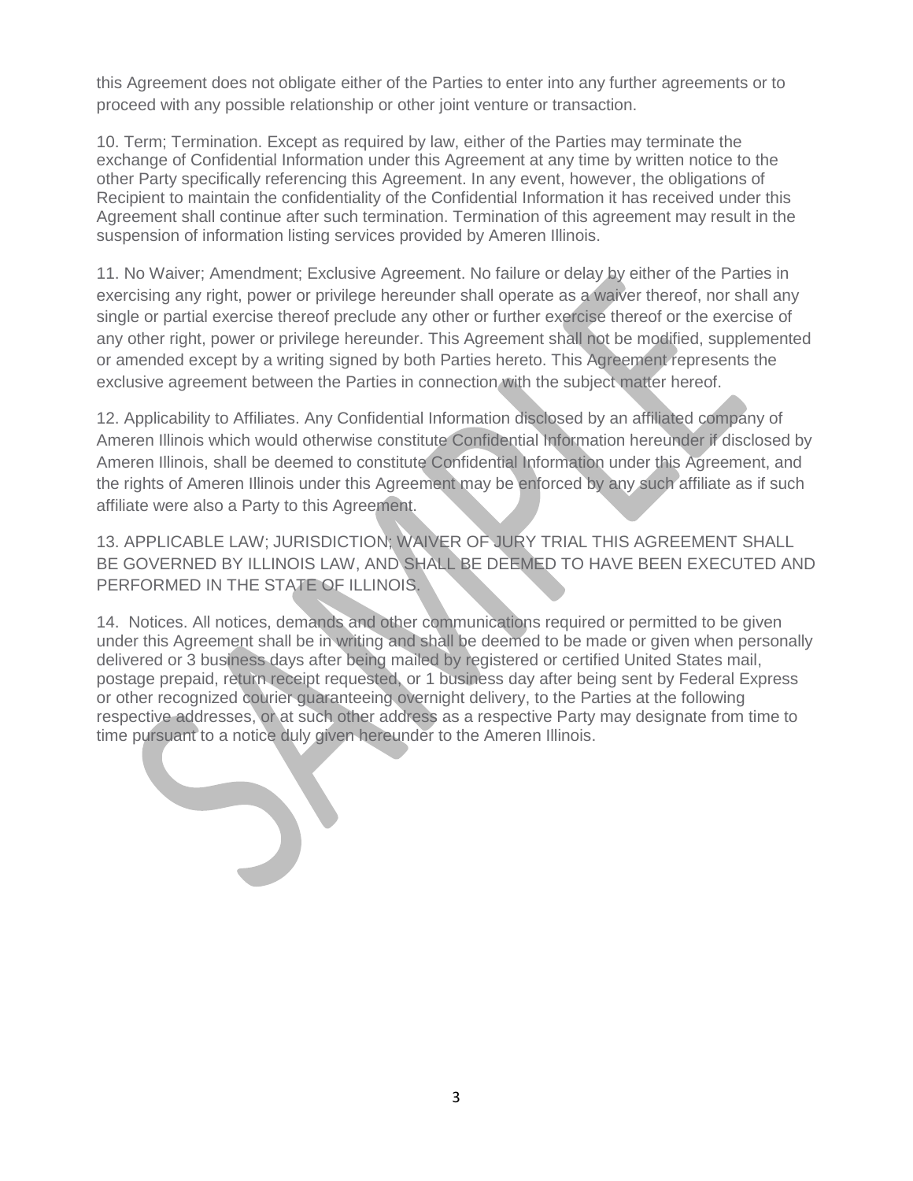this Agreement does not obligate either of the Parties to enter into any further agreements or to proceed with any possible relationship or other joint venture or transaction.

10. Term; Termination. Except as required by law, either of the Parties may terminate the exchange of Confidential Information under this Agreement at any time by written notice to the other Party specifically referencing this Agreement. In any event, however, the obligations of Recipient to maintain the confidentiality of the Confidential Information it has received under this Agreement shall continue after such termination. Termination of this agreement may result in the suspension of information listing services provided by Ameren Illinois.

11. No Waiver; Amendment; Exclusive Agreement. No failure or delay by either of the Parties in exercising any right, power or privilege hereunder shall operate as a waiver thereof, nor shall any single or partial exercise thereof preclude any other or further exercise thereof or the exercise of any other right, power or privilege hereunder. This Agreement shall not be modified, supplemented or amended except by a writing signed by both Parties hereto. This Agreement represents the exclusive agreement between the Parties in connection with the subject matter hereof.

12. Applicability to Affiliates. Any Confidential Information disclosed by an affiliated company of Ameren Illinois which would otherwise constitute Confidential Information hereunder if disclosed by Ameren Illinois, shall be deemed to constitute Confidential Information under this Agreement, and the rights of Ameren Illinois under this Agreement may be enforced by any such affiliate as if such affiliate were also a Party to this Agreement.

13. APPLICABLE LAW; JURISDICTION; WAIVER OF JURY TRIAL THIS AGREEMENT SHALL BE GOVERNED BY ILLINOIS LAW, AND SHALL BE DEEMED TO HAVE BEEN EXECUTED AND PERFORMED IN THE STATE OF ILLINOIS.

14. Notices. All notices, demands and other communications required or permitted to be given under this Agreement shall be in writing and shall be deemed to be made or given when personally delivered or 3 business days after being mailed by registered or certified United States mail, postage prepaid, return receipt requested, or 1 business day after being sent by Federal Express or other recognized courier guaranteeing overnight delivery, to the Parties at the following respective addresses, or at such other address as a respective Party may designate from time to time pursuant to a notice duly given hereunder to the Ameren Illinois.